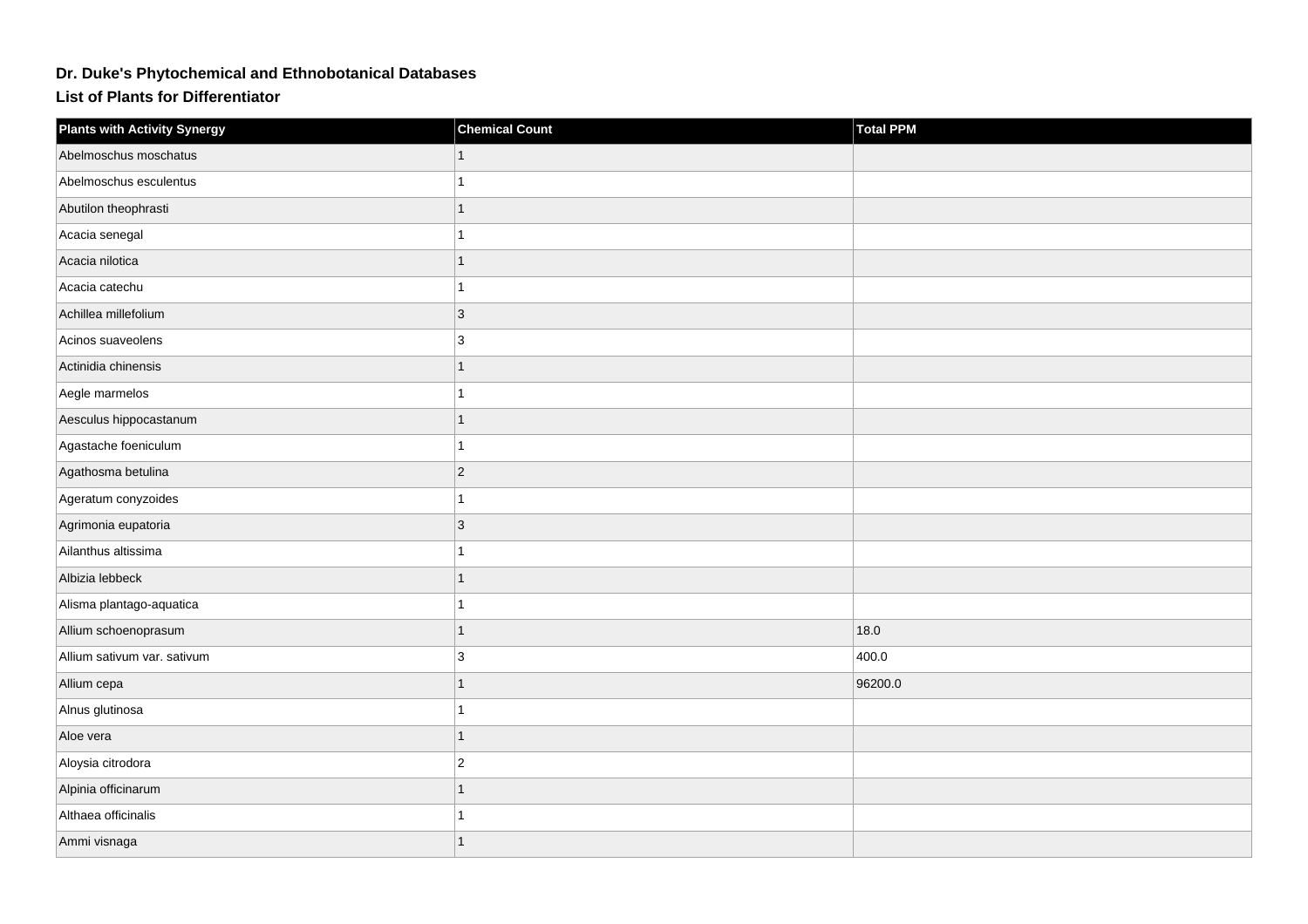# Dr. Duke's Phytochemical and Ethnobotanical Databases

## List of Plants for Differentiator

| Plants with Activity Synergy | Chemical Count | Total PPM |
| --- | --- | --- |
| Abelmoschus moschatus | 1 | |
| Abelmoschus esculentus | 1 | |
| Abutilon theophrasti | 1 | |
| Acacia senegal | 1 | |
| Acacia nilotica | 1 | |
| Acacia catechu | 1 | |
| Achillea millefolium | 3 | |
| Acinos suaveolens | 3 | |
| Actinidia chinensis | 1 | |
| Aegle marmelos | 1 | |
| Aesculus hippocastanum | 1 | |
| Agastache foeniculum | 1 | |
| Agathosma betulina | 2 | |
| Ageratum conyzoides | 1 | |
| Agrimonia eupatoria | 3 | |
| Ailanthus altissima | 1 | |
| Albizia lebbeck | 1 | |
| Alisma plantago-aquatica | 1 | |
| Allium schoenoprasum | 1 | 18.0 |
| Allium sativum var. sativum | 3 | 400.0 |
| Allium cepa | 1 | 96200.0 |
| Alnus glutinosa | 1 | |
| Aloe vera | 1 | |
| Aloysia citrodora | 2 | |
| Alpinia officinarum | 1 | |
| Althaea officinalis | 1 | |
| Ammi visnaga | 1 | |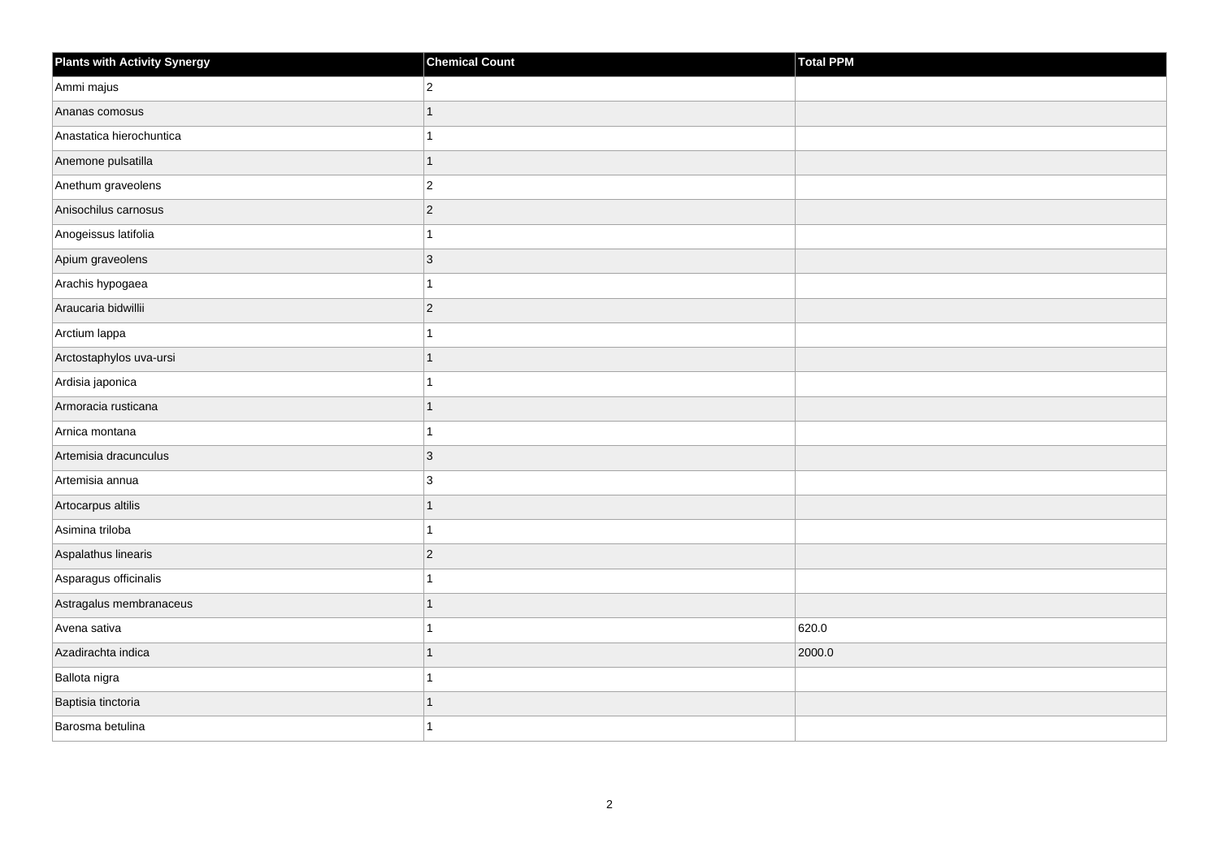| Plants with Activity Synergy | Chemical Count | Total PPM |
| --- | --- | --- |
| Ammi majus | 2 | |
| Ananas comosus | 1 | |
| Anastatica hierochuntica | 1 | |
| Anemone pulsatilla | 1 | |
| Anethum graveolens | 2 | |
| Anisochilus carnosus | 2 | |
| Anogeissus latifolia | 1 | |
| Apium graveolens | 3 | |
| Arachis hypogaea | 1 | |
| Araucaria bidwillii | 2 | |
| Arctium lappa | 1 | |
| Arctostaphylos uva-ursi | 1 | |
| Ardisia japonica | 1 | |
| Armoracia rusticana | 1 | |
| Arnica montana | 1 | |
| Artemisia dracunculus | 3 | |
| Artemisia annua | 3 | |
| Artocarpus altilis | 1 | |
| Asimina triloba | 1 | |
| Aspalathus linearis | 2 | |
| Asparagus officinalis | 1 | |
| Astragalus membranaceus | 1 | |
| Avena sativa | 1 | 620.0 |
| Azadirachta indica | 1 | 2000.0 |
| Ballota nigra | 1 | |
| Baptisia tinctoria | 1 | |
| Barosma betulina | 1 | |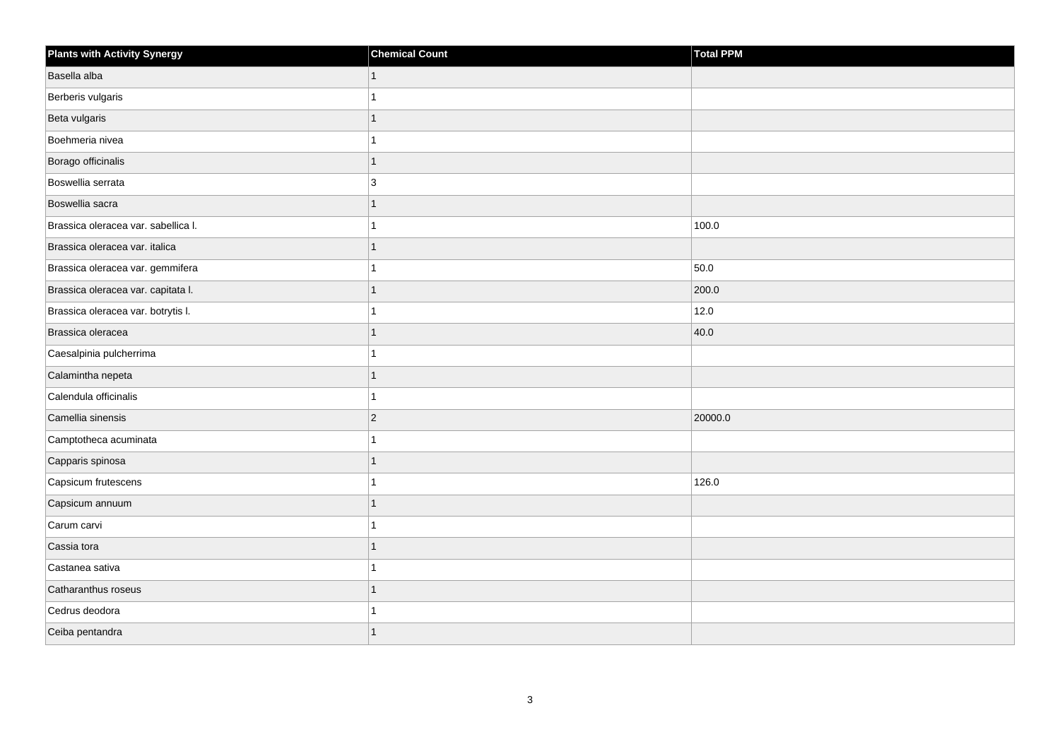| Plants with Activity Synergy | Chemical Count | Total PPM |
| --- | --- | --- |
| Basella alba | 1 | |
| Berberis vulgaris | 1 | |
| Beta vulgaris | 1 | |
| Boehmeria nivea | 1 | |
| Borago officinalis | 1 | |
| Boswellia serrata | 3 | |
| Boswellia sacra | 1 | |
| Brassica oleracea var. sabellica l. | 1 | 100.0 |
| Brassica oleracea var. italica | 1 | |
| Brassica oleracea var. gemmifera | 1 | 50.0 |
| Brassica oleracea var. capitata l. | 1 | 200.0 |
| Brassica oleracea var. botrytis l. | 1 | 12.0 |
| Brassica oleracea | 1 | 40.0 |
| Caesalpinia pulcherrima | 1 | |
| Calamintha nepeta | 1 | |
| Calendula officinalis | 1 | |
| Camellia sinensis | 2 | 20000.0 |
| Camptotheca acuminata | 1 | |
| Capparis spinosa | 1 | |
| Capsicum frutescens | 1 | 126.0 |
| Capsicum annuum | 1 | |
| Carum carvi | 1 | |
| Cassia tora | 1 | |
| Castanea sativa | 1 | |
| Catharanthus roseus | 1 | |
| Cedrus deodora | 1 | |
| Ceiba pentandra | 1 | |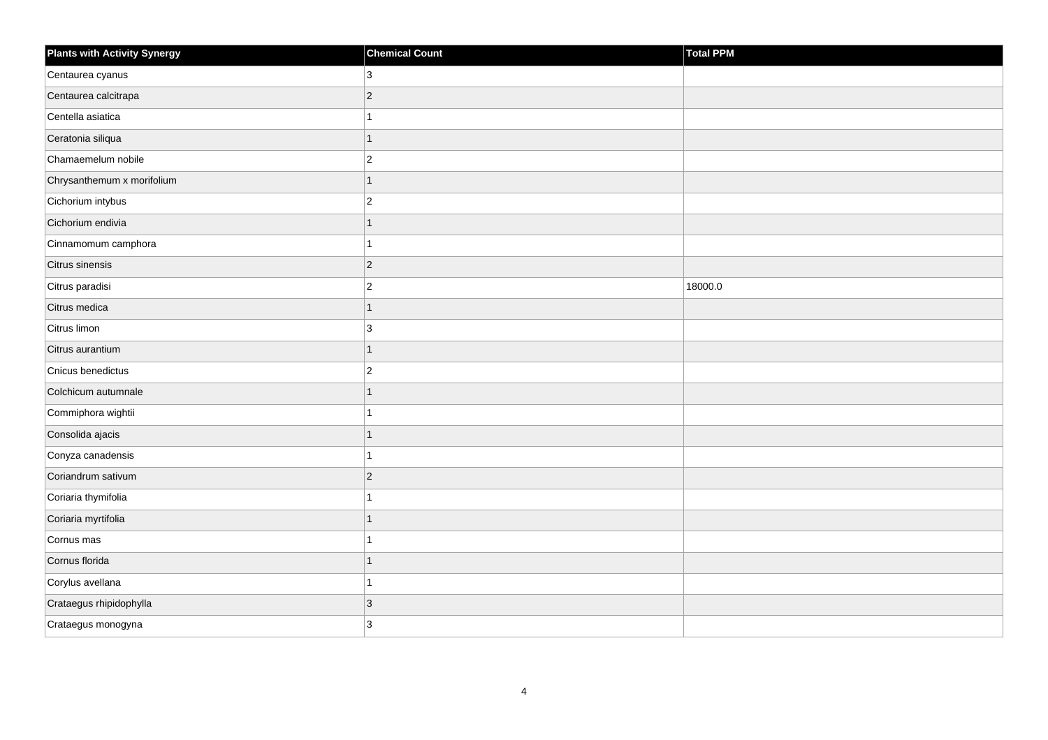| Plants with Activity Synergy | Chemical Count | Total PPM |
| --- | --- | --- |
| Centaurea cyanus | 3 | |
| Centaurea calcitrapa | 2 | |
| Centella asiatica | 1 | |
| Ceratonia siliqua | 1 | |
| Chamaemelum nobile | 2 | |
| Chrysanthemum x morifolium | 1 | |
| Cichorium intybus | 2 | |
| Cichorium endivia | 1 | |
| Cinnamomum camphora | 1 | |
| Citrus sinensis | 2 | |
| Citrus paradisi | 2 | 18000.0 |
| Citrus medica | 1 | |
| Citrus limon | 3 | |
| Citrus aurantium | 1 | |
| Cnicus benedictus | 2 | |
| Colchicum autumnale | 1 | |
| Commiphora wightii | 1 | |
| Consolida ajacis | 1 | |
| Conyza canadensis | 1 | |
| Coriandrum sativum | 2 | |
| Coriaria thymifolia | 1 | |
| Coriaria myrtifolia | 1 | |
| Cornus mas | 1 | |
| Cornus florida | 1 | |
| Corylus avellana | 1 | |
| Crataegus rhipidophylla | 3 | |
| Crataegus monogyna | 3 | |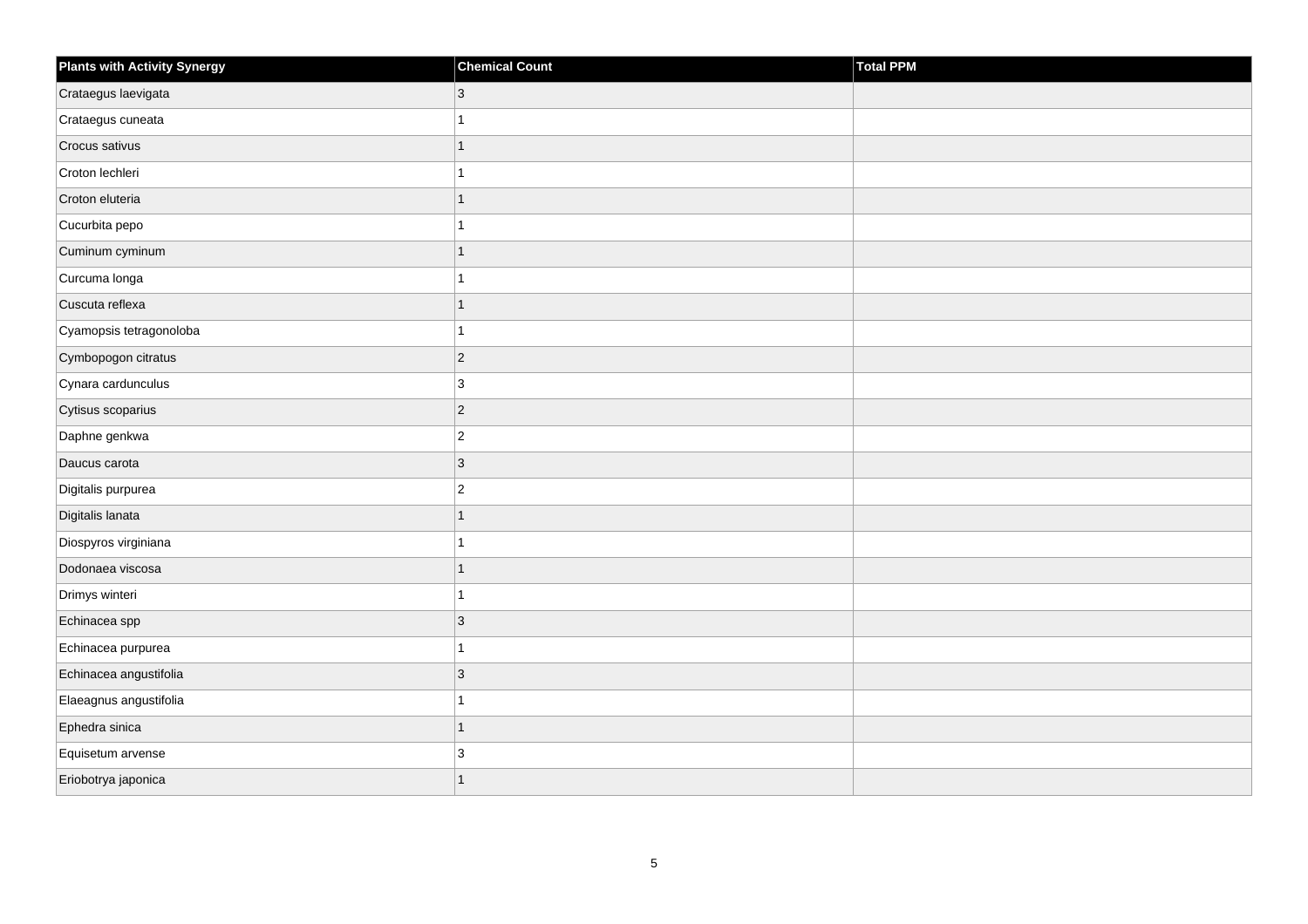| Plants with Activity Synergy | Chemical Count | Total PPM |
| --- | --- | --- |
| Crataegus laevigata | 3 | |
| Crataegus cuneata | 1 | |
| Crocus sativus | 1 | |
| Croton lechleri | 1 | |
| Croton eluteria | 1 | |
| Cucurbita pepo | 1 | |
| Cuminum cyminum | 1 | |
| Curcuma longa | 1 | |
| Cuscuta reflexa | 1 | |
| Cyamopsis tetragonoloba | 1 | |
| Cymbopogon citratus | 2 | |
| Cynara cardunculus | 3 | |
| Cytisus scoparius | 2 | |
| Daphne genkwa | 2 | |
| Daucus carota | 3 | |
| Digitalis purpurea | 2 | |
| Digitalis lanata | 1 | |
| Diospyros virginiana | 1 | |
| Dodonaea viscosa | 1 | |
| Drimys winteri | 1 | |
| Echinacea spp | 3 | |
| Echinacea purpurea | 1 | |
| Echinacea angustifolia | 3 | |
| Elaeagnus angustifolia | 1 | |
| Ephedra sinica | 1 | |
| Equisetum arvense | 3 | |
| Eriobotrya japonica | 1 | |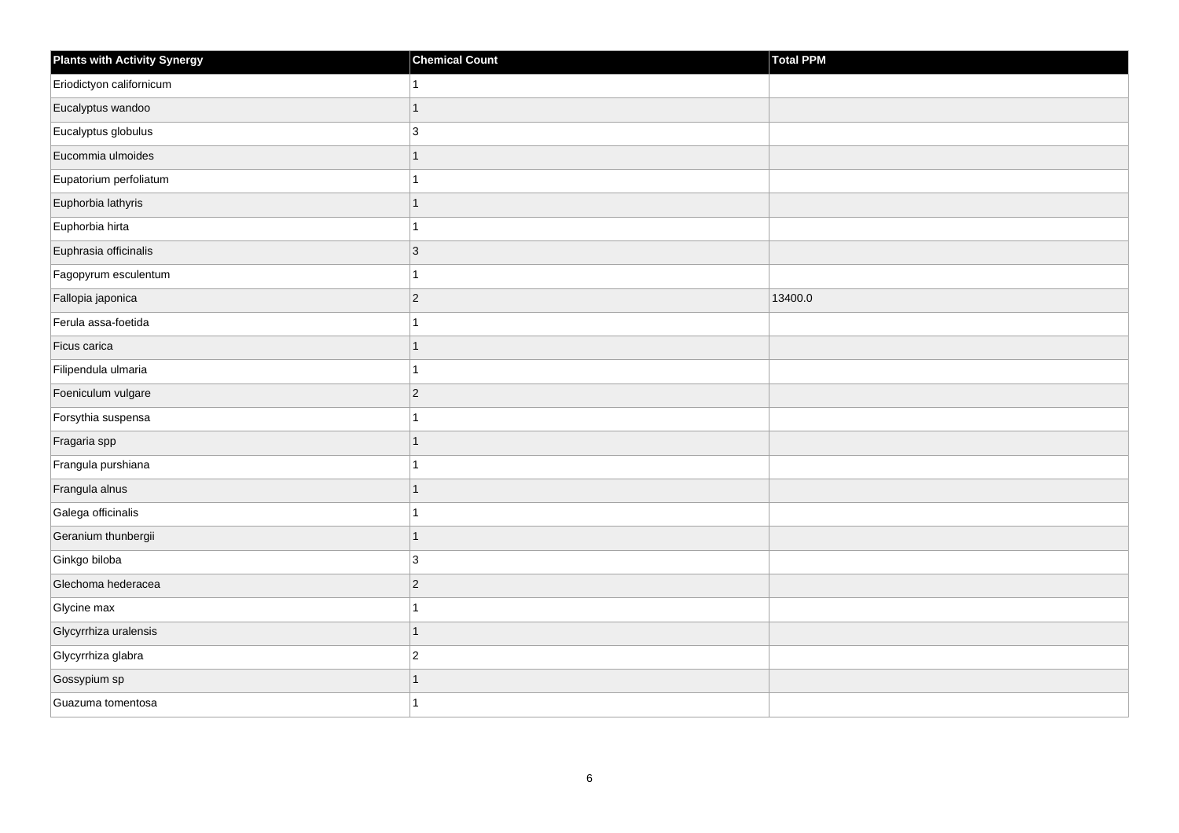| Plants with Activity Synergy | Chemical Count | Total PPM |
| --- | --- | --- |
| Eriodictyon californicum | 1 | |
| Eucalyptus wandoo | 1 | |
| Eucalyptus globulus | 3 | |
| Eucommia ulmoides | 1 | |
| Eupatorium perfoliatum | 1 | |
| Euphorbia lathyris | 1 | |
| Euphorbia hirta | 1 | |
| Euphrasia officinalis | 3 | |
| Fagopyrum esculentum | 1 | |
| Fallopia japonica | 2 | 13400.0 |
| Ferula assa-foetida | 1 | |
| Ficus carica | 1 | |
| Filipendula ulmaria | 1 | |
| Foeniculum vulgare | 2 | |
| Forsythia suspensa | 1 | |
| Fragaria spp | 1 | |
| Frangula purshiana | 1 | |
| Frangula alnus | 1 | |
| Galega officinalis | 1 | |
| Geranium thunbergii | 1 | |
| Ginkgo biloba | 3 | |
| Glechoma hederacea | 2 | |
| Glycine max | 1 | |
| Glycyrrhiza uralensis | 1 | |
| Glycyrrhiza glabra | 2 | |
| Gossypium sp | 1 | |
| Guazuma tomentosa | 1 | |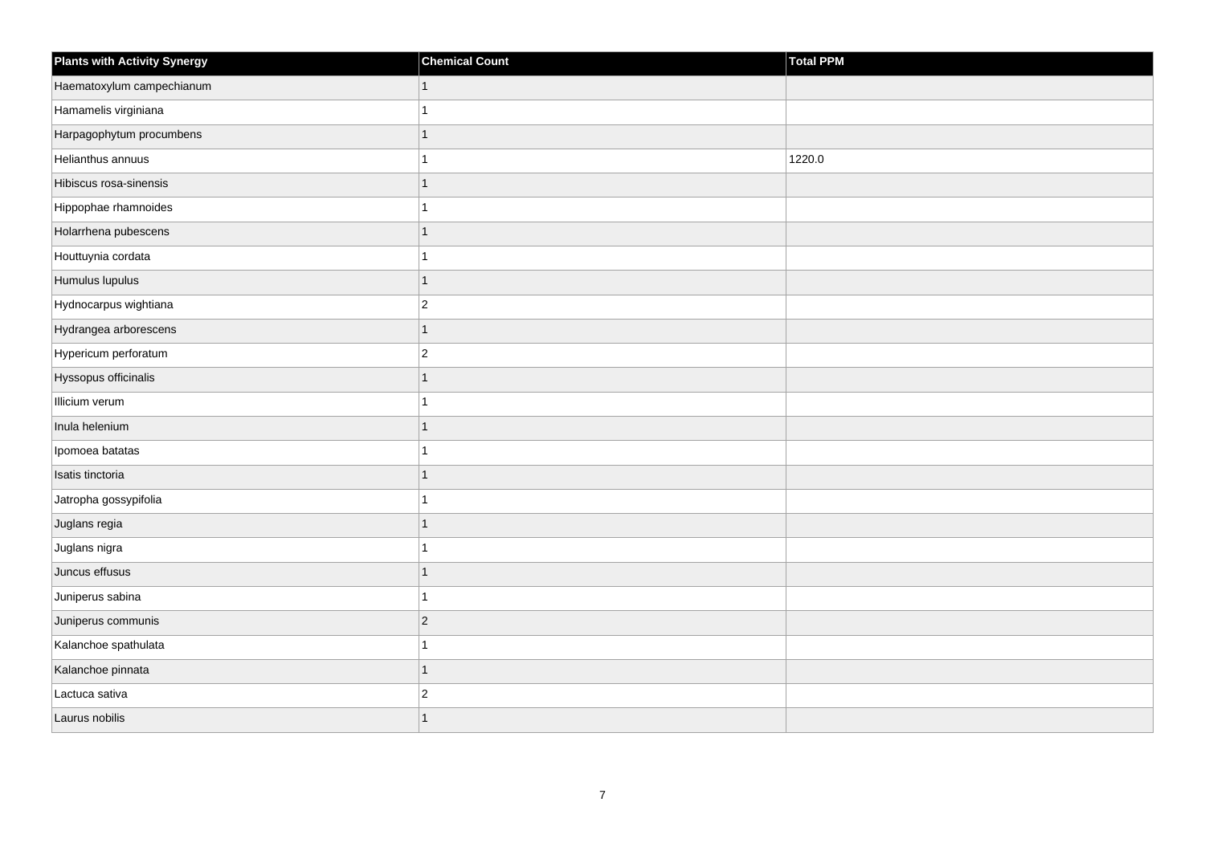| Plants with Activity Synergy | Chemical Count | Total PPM |
| --- | --- | --- |
| Haematoxylum campechianum | 1 | |
| Hamamelis virginiana | 1 | |
| Harpagophytum procumbens | 1 | |
| Helianthus annuus | 1 | 1220.0 |
| Hibiscus rosa-sinensis | 1 | |
| Hippophae rhamnoides | 1 | |
| Holarrhena pubescens | 1 | |
| Houttuynia cordata | 1 | |
| Humulus lupulus | 1 | |
| Hydnocarpus wightiana | 2 | |
| Hydrangea arborescens | 1 | |
| Hypericum perforatum | 2 | |
| Hyssopus officinalis | 1 | |
| Illicium verum | 1 | |
| Inula helenium | 1 | |
| Ipomoea batatas | 1 | |
| Isatis tinctoria | 1 | |
| Jatropha gossypifolia | 1 | |
| Juglans regia | 1 | |
| Juglans nigra | 1 | |
| Juncus effusus | 1 | |
| Juniperus sabina | 1 | |
| Juniperus communis | 2 | |
| Kalanchoe spathulata | 1 | |
| Kalanchoe pinnata | 1 | |
| Lactuca sativa | 2 | |
| Laurus nobilis | 1 | |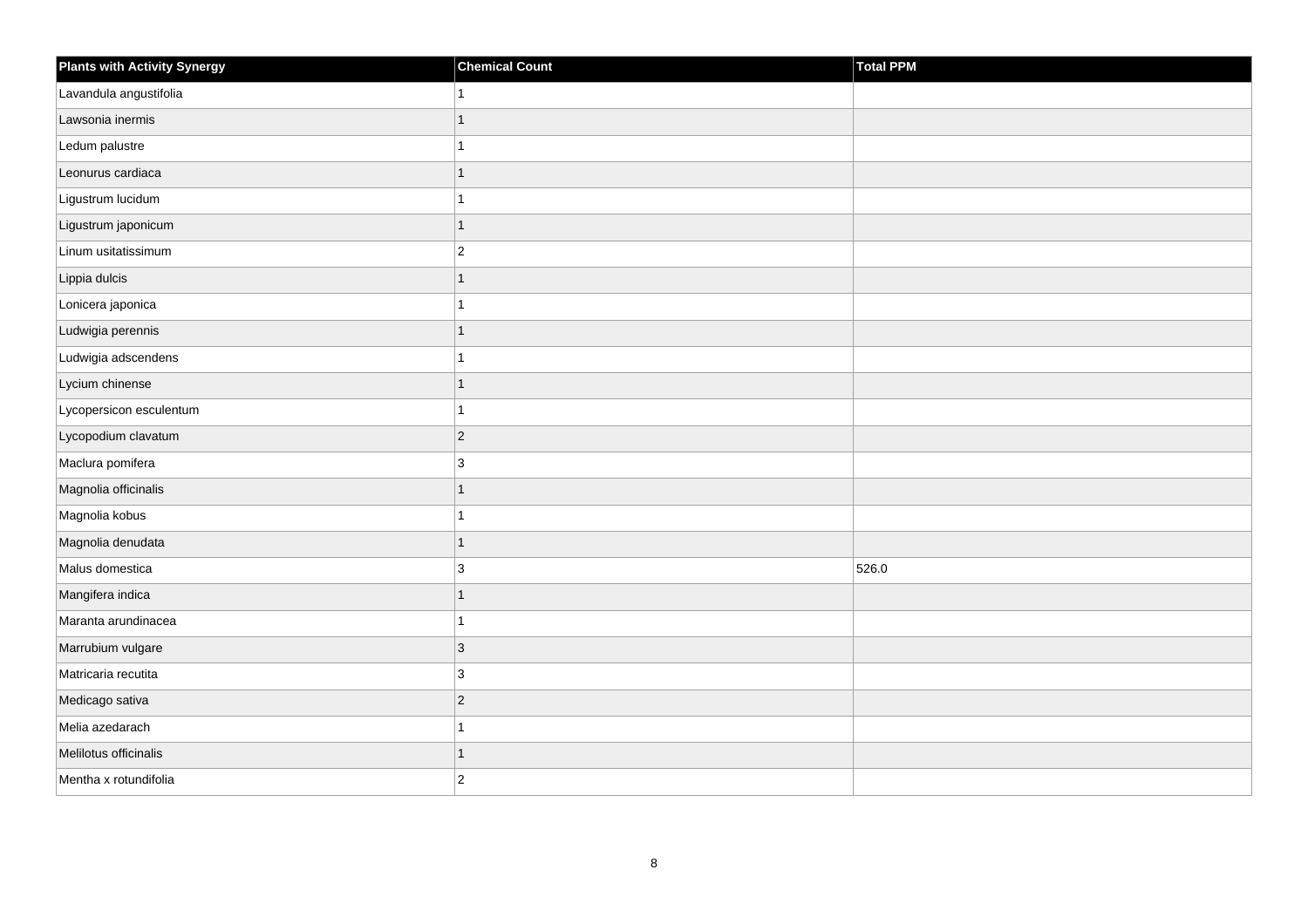| Plants with Activity Synergy | Chemical Count | Total PPM |
| --- | --- | --- |
| Lavandula angustifolia | 1 | |
| Lawsonia inermis | 1 | |
| Ledum palustre | 1 | |
| Leonurus cardiaca | 1 | |
| Ligustrum lucidum | 1 | |
| Ligustrum japonicum | 1 | |
| Linum usitatissimum | 2 | |
| Lippia dulcis | 1 | |
| Lonicera japonica | 1 | |
| Ludwigia perennis | 1 | |
| Ludwigia adscendens | 1 | |
| Lycium chinense | 1 | |
| Lycopersicon esculentum | 1 | |
| Lycopodium clavatum | 2 | |
| Maclura pomifera | 3 | |
| Magnolia officinalis | 1 | |
| Magnolia kobus | 1 | |
| Magnolia denudata | 1 | |
| Malus domestica | 3 | 526.0 |
| Mangifera indica | 1 | |
| Maranta arundinacea | 1 | |
| Marrubium vulgare | 3 | |
| Matricaria recutita | 3 | |
| Medicago sativa | 2 | |
| Melia azedarach | 1 | |
| Melilotus officinalis | 1 | |
| Mentha x rotundifolia | 2 | |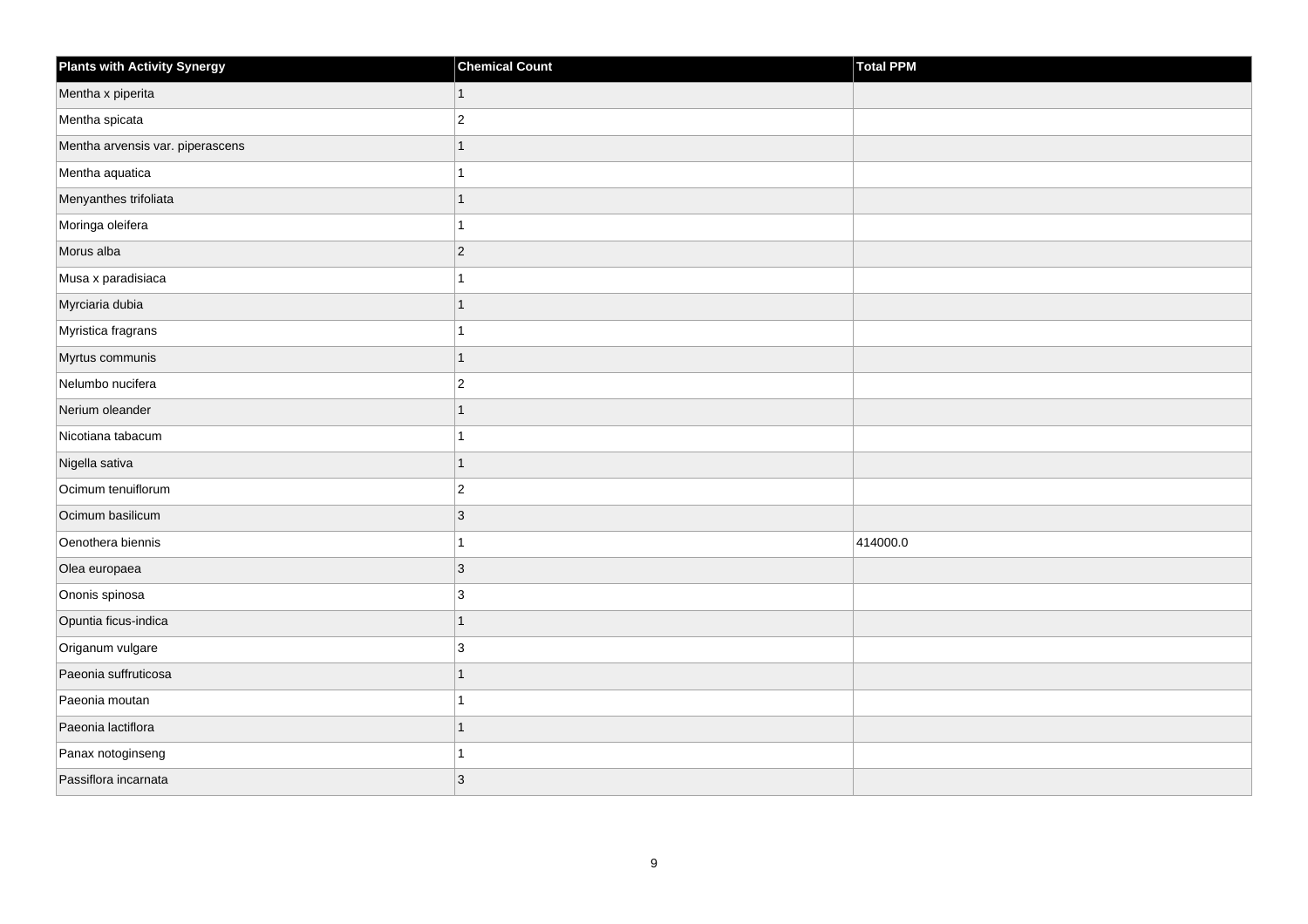| Plants with Activity Synergy | Chemical Count | Total PPM |
| --- | --- | --- |
| Mentha x piperita | 1 | |
| Mentha spicata | 2 | |
| Mentha arvensis var. piperascens | 1 | |
| Mentha aquatica | 1 | |
| Menyanthes trifoliata | 1 | |
| Moringa oleifera | 1 | |
| Morus alba | 2 | |
| Musa x paradisiaca | 1 | |
| Myrciaria dubia | 1 | |
| Myristica fragrans | 1 | |
| Myrtus communis | 1 | |
| Nelumbo nucifera | 2 | |
| Nerium oleander | 1 | |
| Nicotiana tabacum | 1 | |
| Nigella sativa | 1 | |
| Ocimum tenuiflorum | 2 | |
| Ocimum basilicum | 3 | |
| Oenothera biennis | 1 | 414000.0 |
| Olea europaea | 3 | |
| Ononis spinosa | 3 | |
| Opuntia ficus-indica | 1 | |
| Origanum vulgare | 3 | |
| Paeonia suffruticosa | 1 | |
| Paeonia moutan | 1 | |
| Paeonia lactiflora | 1 | |
| Panax notoginseng | 1 | |
| Passiflora incarnata | 3 | |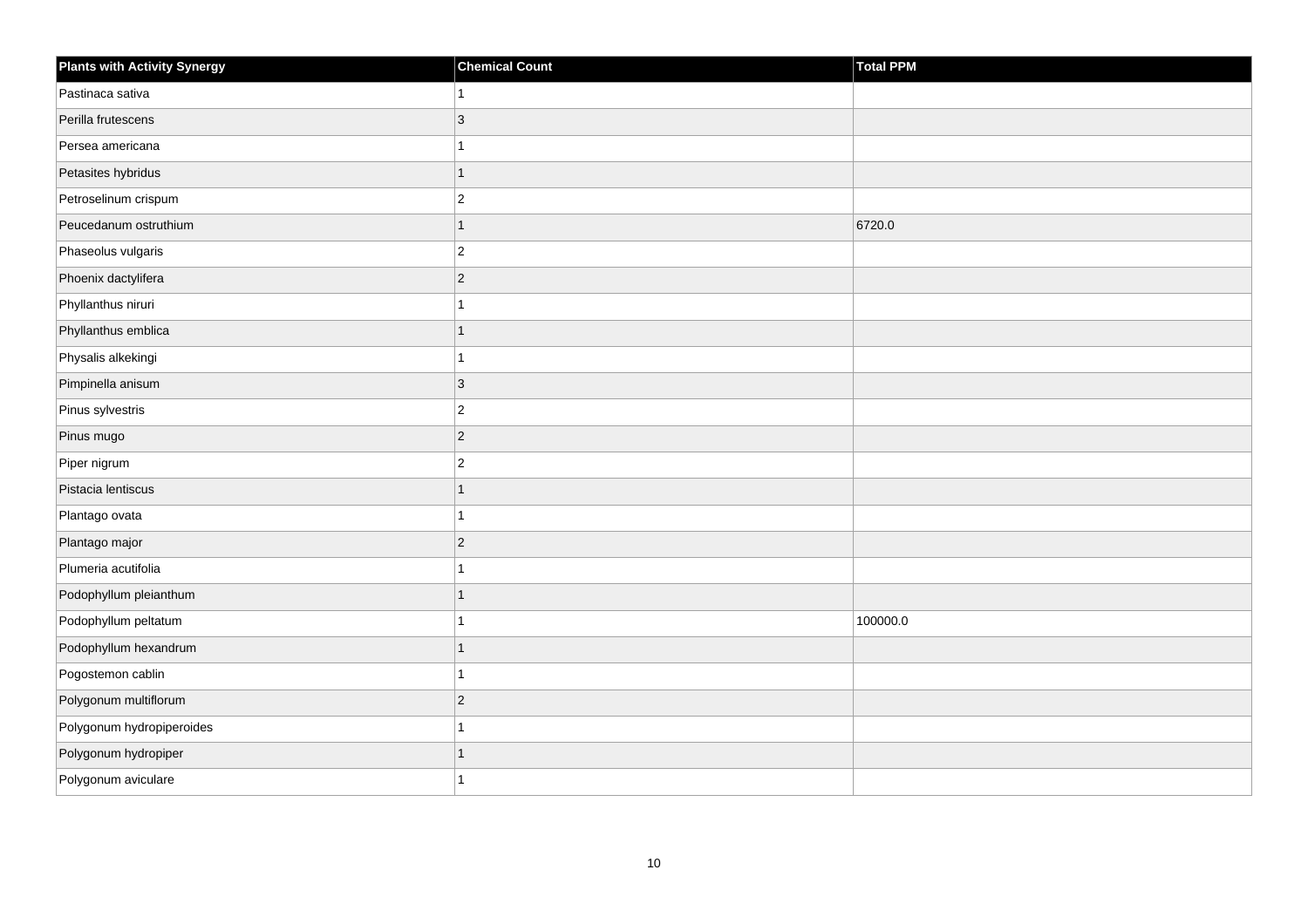| Plants with Activity Synergy | Chemical Count | Total PPM |
| --- | --- | --- |
| Pastinaca sativa | 1 | |
| Perilla frutescens | 3 | |
| Persea americana | 1 | |
| Petasites hybridus | 1 | |
| Petroselinum crispum | 2 | |
| Peucedanum ostruthium | 1 | 6720.0 |
| Phaseolus vulgaris | 2 | |
| Phoenix dactylifera | 2 | |
| Phyllanthus niruri | 1 | |
| Phyllanthus emblica | 1 | |
| Physalis alkekingi | 1 | |
| Pimpinella anisum | 3 | |
| Pinus sylvestris | 2 | |
| Pinus mugo | 2 | |
| Piper nigrum | 2 | |
| Pistacia lentiscus | 1 | |
| Plantago ovata | 1 | |
| Plantago major | 2 | |
| Plumeria acutifolia | 1 | |
| Podophyllum pleianthum | 1 | |
| Podophyllum peltatum | 1 | 100000.0 |
| Podophyllum hexandrum | 1 | |
| Pogostemon cablin | 1 | |
| Polygonum multiflorum | 2 | |
| Polygonum hydropiperoides | 1 | |
| Polygonum hydropiper | 1 | |
| Polygonum aviculare | 1 | |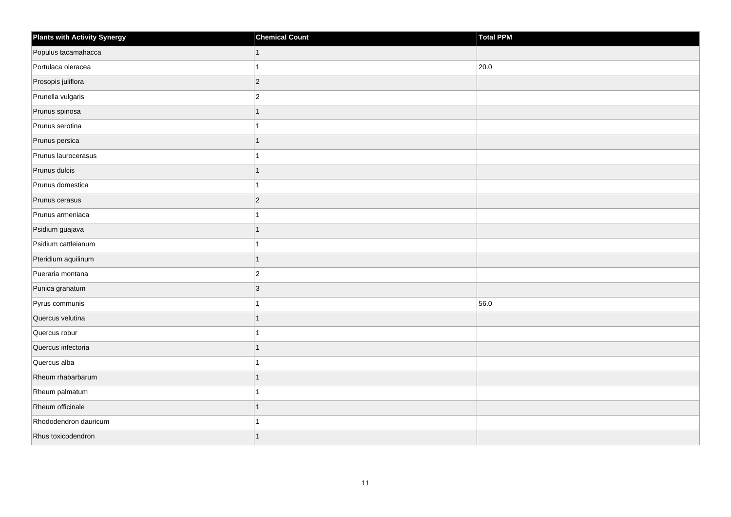| Plants with Activity Synergy | Chemical Count | Total PPM |
| --- | --- | --- |
| Populus tacamahacca | 1 | |
| Portulaca oleracea | 1 | 20.0 |
| Prosopis juliflora | 2 | |
| Prunella vulgaris | 2 | |
| Prunus spinosa | 1 | |
| Prunus serotina | 1 | |
| Prunus persica | 1 | |
| Prunus laurocerasus | 1 | |
| Prunus dulcis | 1 | |
| Prunus domestica | 1 | |
| Prunus cerasus | 2 | |
| Prunus armeniaca | 1 | |
| Psidium guajava | 1 | |
| Psidium cattleianum | 1 | |
| Pteridium aquilinum | 1 | |
| Pueraria montana | 2 | |
| Punica granatum | 3 | |
| Pyrus communis | 1 | 56.0 |
| Quercus velutina | 1 | |
| Quercus robur | 1 | |
| Quercus infectoria | 1 | |
| Quercus alba | 1 | |
| Rheum rhabarbarum | 1 | |
| Rheum palmatum | 1 | |
| Rheum officinale | 1 | |
| Rhododendron dauricum | 1 | |
| Rhus toxicodendron | 1 | |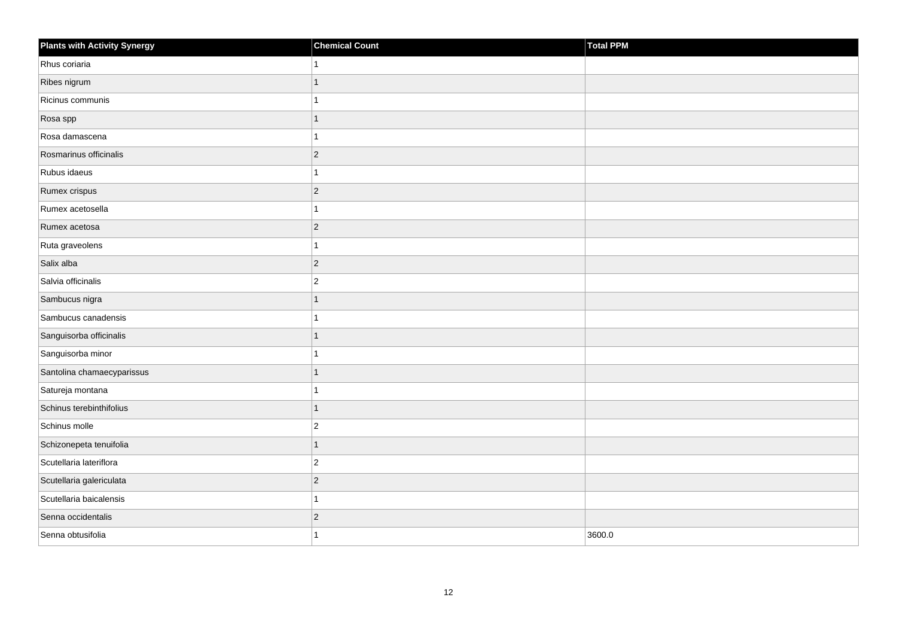| Plants with Activity Synergy | Chemical Count | Total PPM |
| --- | --- | --- |
| Rhus coriaria | 1 | |
| Ribes nigrum | 1 | |
| Ricinus communis | 1 | |
| Rosa spp | 1 | |
| Rosa damascena | 1 | |
| Rosmarinus officinalis | 2 | |
| Rubus idaeus | 1 | |
| Rumex crispus | 2 | |
| Rumex acetosella | 1 | |
| Rumex acetosa | 2 | |
| Ruta graveolens | 1 | |
| Salix alba | 2 | |
| Salvia officinalis | 2 | |
| Sambucus nigra | 1 | |
| Sambucus canadensis | 1 | |
| Sanguisorba officinalis | 1 | |
| Sanguisorba minor | 1 | |
| Santolina chamaecyparissus | 1 | |
| Satureja montana | 1 | |
| Schinus terebinthifolius | 1 | |
| Schinus molle | 2 | |
| Schizonepeta tenuifolia | 1 | |
| Scutellaria lateriflora | 2 | |
| Scutellaria galericulata | 2 | |
| Scutellaria baicalensis | 1 | |
| Senna occidentalis | 2 | |
| Senna obtusifolia | 1 | 3600.0 |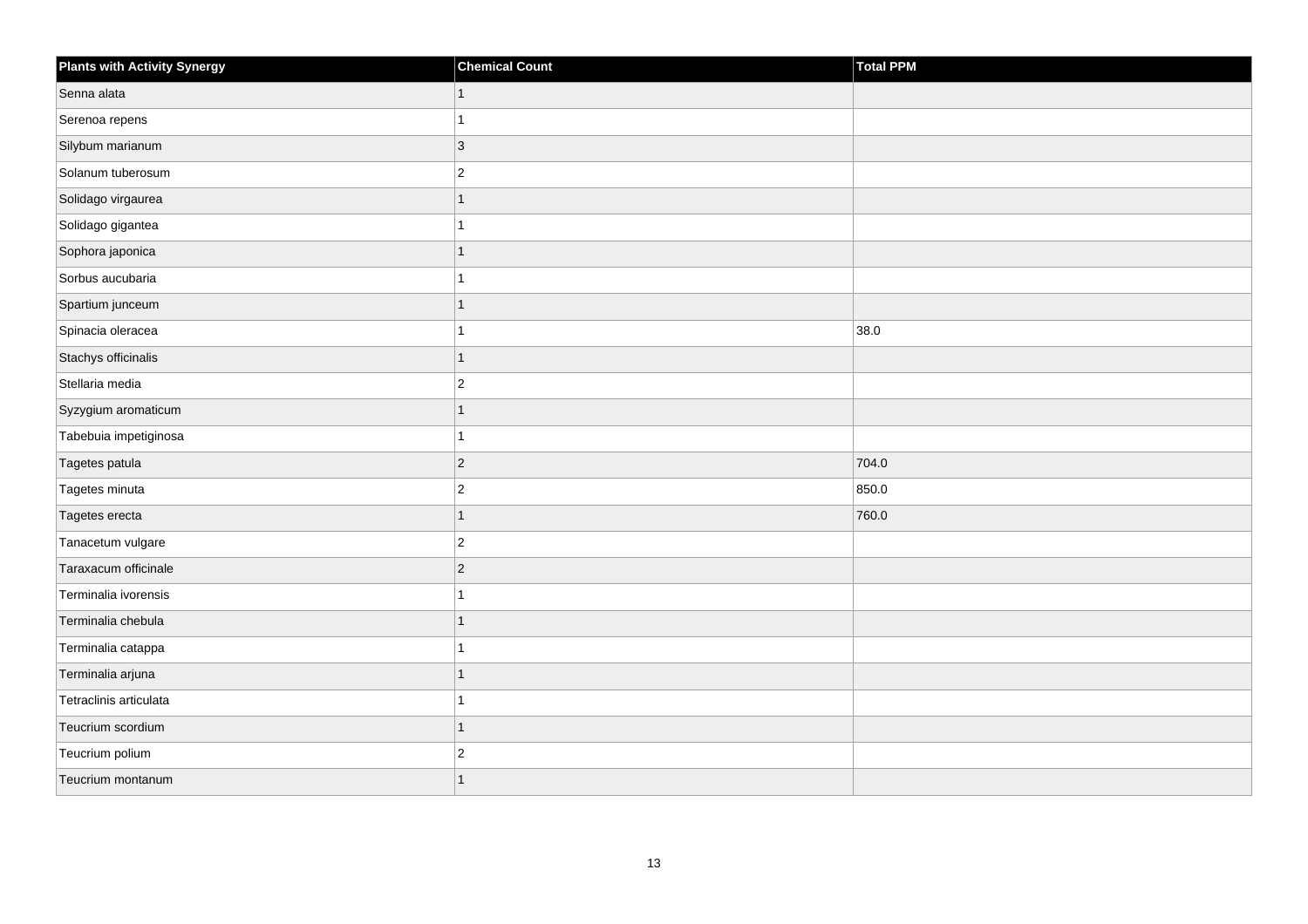| Plants with Activity Synergy | Chemical Count | Total PPM |
| --- | --- | --- |
| Senna alata | 1 | |
| Serenoa repens | 1 | |
| Silybum marianum | 3 | |
| Solanum tuberosum | 2 | |
| Solidago virgaurea | 1 | |
| Solidago gigantea | 1 | |
| Sophora japonica | 1 | |
| Sorbus aucubaria | 1 | |
| Spartium junceum | 1 | |
| Spinacia oleracea | 1 | 38.0 |
| Stachys officinalis | 1 | |
| Stellaria media | 2 | |
| Syzygium aromaticum | 1 | |
| Tabebuia impetiginosa | 1 | |
| Tagetes patula | 2 | 704.0 |
| Tagetes minuta | 2 | 850.0 |
| Tagetes erecta | 1 | 760.0 |
| Tanacetum vulgare | 2 | |
| Taraxacum officinale | 2 | |
| Terminalia ivorensis | 1 | |
| Terminalia chebula | 1 | |
| Terminalia catappa | 1 | |
| Terminalia arjuna | 1 | |
| Tetraclinis articulata | 1 | |
| Teucrium scordium | 1 | |
| Teucrium polium | 2 | |
| Teucrium montanum | 1 | |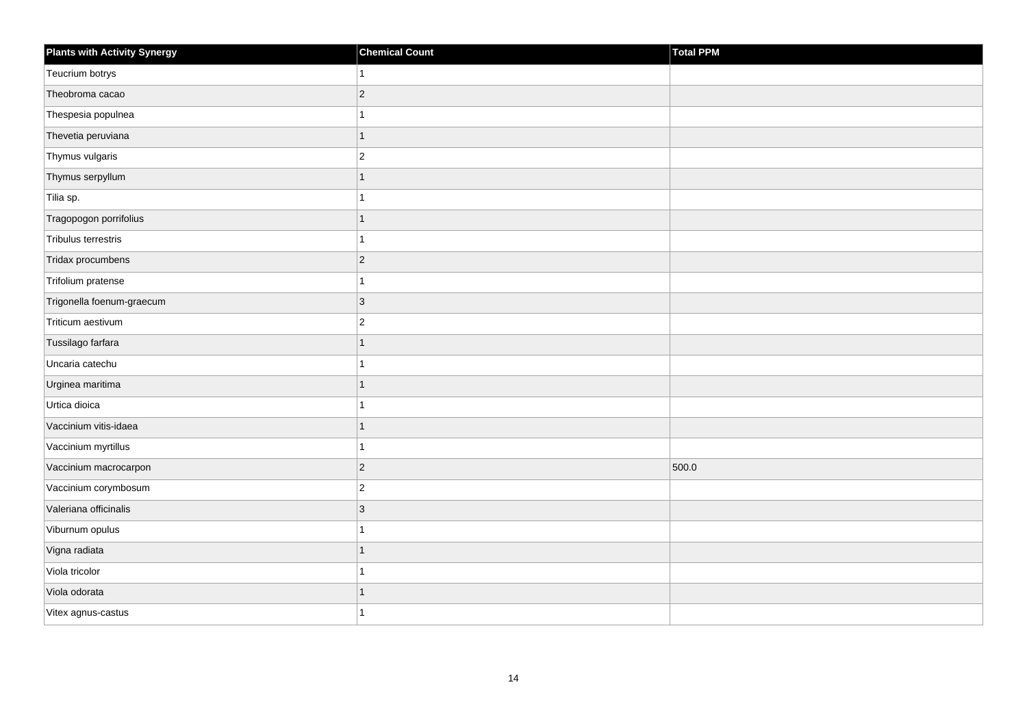| Plants with Activity Synergy | Chemical Count | Total PPM |
| --- | --- | --- |
| Teucrium botrys | 1 | |
| Theobroma cacao | 2 | |
| Thespesia populnea | 1 | |
| Thevetia peruviana | 1 | |
| Thymus vulgaris | 2 | |
| Thymus serpyllum | 1 | |
| Tilia sp. | 1 | |
| Tragopogon porrifolius | 1 | |
| Tribulus terrestris | 1 | |
| Tridax procumbens | 2 | |
| Trifolium pratense | 1 | |
| Trigonella foenum-graecum | 3 | |
| Triticum aestivum | 2 | |
| Tussilago farfara | 1 | |
| Uncaria catechu | 1 | |
| Urginea maritima | 1 | |
| Urtica dioica | 1 | |
| Vaccinium vitis-idaea | 1 | |
| Vaccinium myrtillus | 1 | |
| Vaccinium macrocarpon | 2 | 500.0 |
| Vaccinium corymbosum | 2 | |
| Valeriana officinalis | 3 | |
| Viburnum opulus | 1 | |
| Vigna radiata | 1 | |
| Viola tricolor | 1 | |
| Viola odorata | 1 | |
| Vitex agnus-castus | 1 | |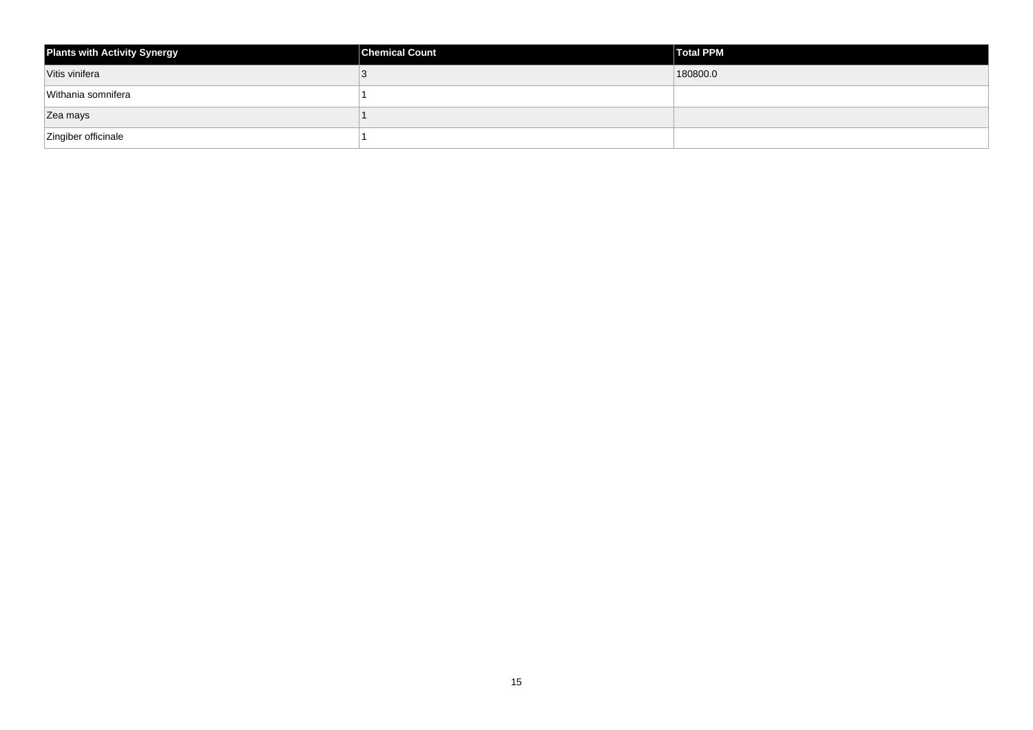| Plants with Activity Synergy | Chemical Count | Total PPM |
| --- | --- | --- |
| Vitis vinifera | 3 | 180800.0 |
| Withania somnifera | 1 | |
| Zea mays | 1 | |
| Zingiber officinale | 1 | |